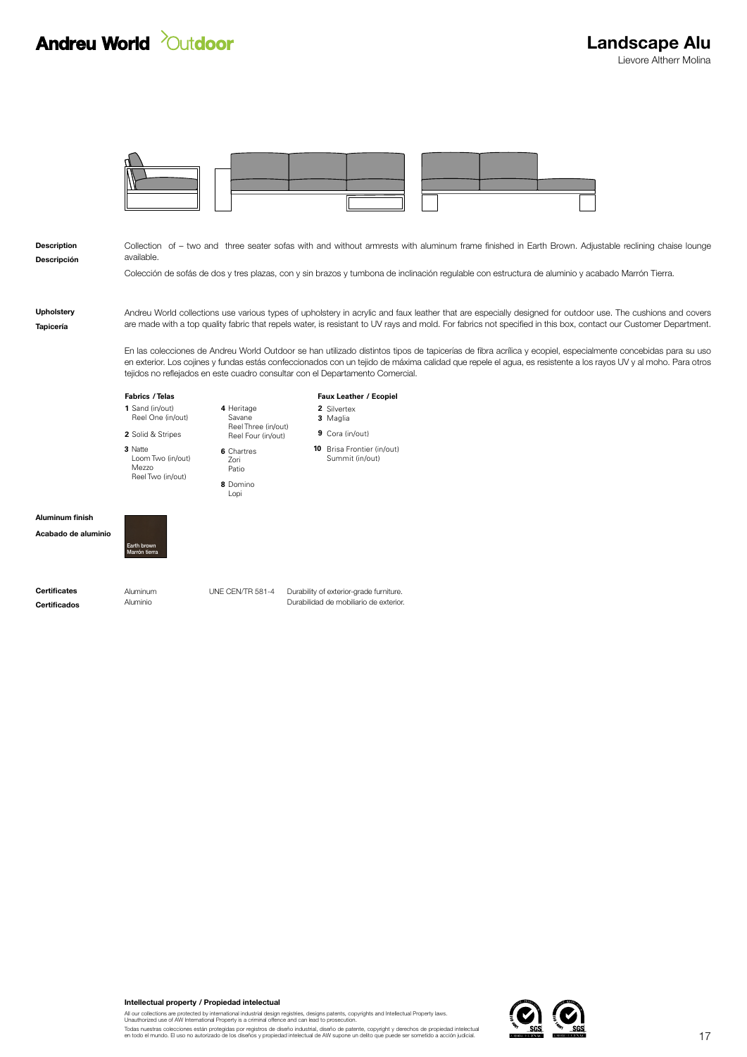# Andreu World Outdoor

## Landscape Alu

Lievore Altherr Molina

**Description**
**Descripción**

Collection of – two and three seater sofas with and without armrests with aluminum frame finished in Earth Brown. Adjustable reclining chaise lounge available.

Colección de sofás de dos y tres plazas, con y sin brazos y tumbona de inclinación regulable con estructura de aluminio y acabado Marrón Tierra.

**Upholstery**
**Tapicería**

Andreu World collections use various types of upholstery in acrylic and faux leather that are especially designed for outdoor use. The cushions and covers are made with a top quality fabric that repels water, is resistant to UV rays and mold. For fabrics not specified in this box, contact our Customer Department.

En las colecciones de Andreu World Outdoor se han utilizado distintos tipos de tapicerías de fibra acrílica y ecopiel, especialmente concebidas para su uso en exterior. Los cojines y fundas estás confeccionados con un tejido de máxima calidad que repele el agua, es resistente a los rayos UV y al moho. Para otros tejidos no reflejados en este cuadro consultar con el Departamento Comercial.

**Fabrics / Telas**

**1** Sand (in/out)
Reel One (in/out)

**2** Solid & Stripes

**3** Natte
Loom Two (in/out)
Mezzo
Reel Two (in/out)

**4** Heritage
Savane
Reel Three (in/out)
Reel Four (in/out)

**6** Chartres
Zori
Patio

**8** Domino
Lopi

**Faux Leather / Ecopiel**

**2** Silvertex
**3** Maglia

**9** Cora (in/out)

**10** Brisa Frontier (in/out)
Summit (in/out)

**Aluminum finish**
**Acabado de aluminio**

Earth brown
Marrón tierra

**Certificates**
**Certificados**

| | | |
|---|---|---|
| Aluminum<br>Aluminio | UNE CEN/TR 581-4 | Durability of exterior-grade furniture.<br>Durabilidad de mobiliario de exterior. |

**Intellectual property / Propiedad intelectual**

All our collections are protected by international industrial design registries, designs patents, copyrights and Intellectual Property laws. Unauthorized use of AW International Property is a criminal offence and can lead to prosecution.

Todas nuestras colecciones están protegidas por registros de diseño industrial, diseño de patente, copyright y derechos de propiedad intelectual en todo el mundo. El uso no autorizado de los diseños y propiedad intelectual de AW supone un delito que puede ser sometido a acción judicial.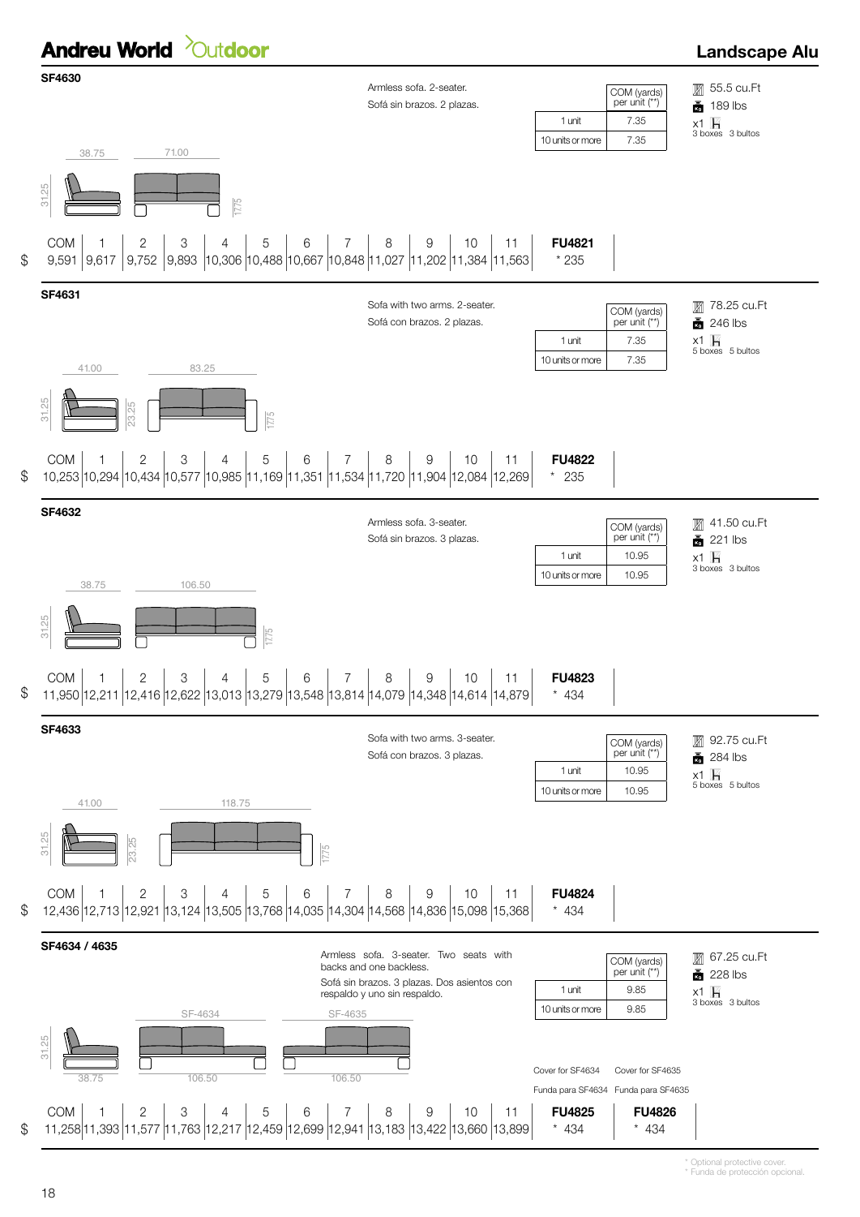## SF4630

Armless sofa. 2-seater.
Sofá sin brazos. 2 plazas.

| | COM (yards) per unit (**) |
|---|---|
| 1 unit | 7.35 |
| 10 units or more | 7.35 |

55.5 cu.Ft
189 lbs
x1 — 3 boxes 3 bultos

Dimensions: 38.75 / 71.00 / 31.25 / 17.75

| | COM | 1 | 2 | 3 | 4 | 5 | 6 | 7 | 8 | 9 | 10 | 11 | FU4821 |
|---|---|---|---|---|---|---|---|---|---|---|---|---|---|
| $ | 9,591 | 9,617 | 9,752 | 9,893 | 10,306 | 10,488 | 10,667 | 10,848 | 11,027 | 11,202 | 11,384 | 11,563 | * 235 |

## SF4631

Sofa with two arms. 2-seater.
Sofá con brazos. 2 plazas.

| | COM (yards) per unit (**) |
|---|---|
| 1 unit | 7.35 |
| 10 units or more | 7.35 |

78.25 cu.Ft
246 lbs
x1 — 5 boxes 5 bultos

Dimensions: 41.00 / 83.25 / 31.25 / 23.25 / 17.75

| | COM | 1 | 2 | 3 | 4 | 5 | 6 | 7 | 8 | 9 | 10 | 11 | FU4822 |
|---|---|---|---|---|---|---|---|---|---|---|---|---|---|
| $ | 10,253 | 10,294 | 10,434 | 10,577 | 10,985 | 11,169 | 11,351 | 11,534 | 11,720 | 11,904 | 12,084 | 12,269 | * 235 |

## SF4632

Armless sofa. 3-seater.
Sofá sin brazos. 3 plazas.

| | COM (yards) per unit (**) |
|---|---|
| 1 unit | 10.95 |
| 10 units or more | 10.95 |

41.50 cu.Ft
221 lbs
x1 — 3 boxes 3 bultos

Dimensions: 38.75 / 106.50 / 31.25 / 17.75

| | COM | 1 | 2 | 3 | 4 | 5 | 6 | 7 | 8 | 9 | 10 | 11 | FU4823 |
|---|---|---|---|---|---|---|---|---|---|---|---|---|---|
| $ | 11,950 | 12,211 | 12,416 | 12,622 | 13,013 | 13,279 | 13,548 | 13,814 | 14,079 | 14,348 | 14,614 | 14,879 | * 434 |

## SF4633

Sofa with two arms. 3-seater.
Sofá con brazos. 3 plazas.

| | COM (yards) per unit (**) |
|---|---|
| 1 unit | 10.95 |
| 10 units or more | 10.95 |

92.75 cu.Ft
284 lbs
x1 — 5 boxes 5 bultos

Dimensions: 41.00 / 118.75 / 31.25 / 23.25 / 17.75

| | COM | 1 | 2 | 3 | 4 | 5 | 6 | 7 | 8 | 9 | 10 | 11 | FU4824 |
|---|---|---|---|---|---|---|---|---|---|---|---|---|---|
| $ | 12,436 | 12,713 | 12,921 | 13,124 | 13,505 | 13,768 | 14,035 | 14,304 | 14,568 | 14,836 | 15,098 | 15,368 | * 434 |

## SF4634 / 4635

Armless sofa. 3-seater. Two seats with backs and one backless.
Sofá sin brazos. 3 plazas. Dos asientos con respaldo y uno sin respaldo.

| | COM (yards) per unit (**) |
|---|---|
| 1 unit | 9.85 |
| 10 units or more | 9.85 |

67.25 cu.Ft
228 lbs
x1 — 3 boxes 3 bultos

Dimensions: SF-4634 / SF-4635 / 31.25 / 38.75 / 106.50 / 106.50

Cover for SF4634 / Funda para SF4634 — Cover for SF4635 / Funda para SF4635

| | COM | 1 | 2 | 3 | 4 | 5 | 6 | 7 | 8 | 9 | 10 | 11 | FU4825 | FU4826 |
|---|---|---|---|---|---|---|---|---|---|---|---|---|---|---|
| $ | 11,258 | 11,393 | 11,577 | 11,763 | 12,217 | 12,459 | 12,699 | 12,941 | 13,183 | 13,422 | 13,660 | 13,899 | * 434 | * 434 |

* Optional protective cover.
* Funda de protección opcional.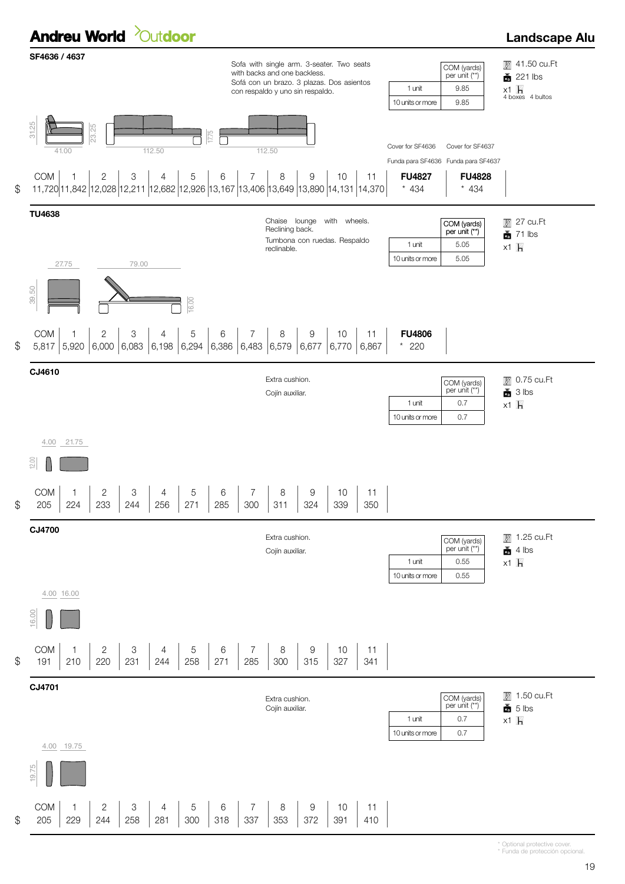# Andreu World Outdoor — Landscape Alu

## SF4636 / 4637

Sofa with single arm. 3-seater. Two seats with backs and one backless.
Sofá con un brazo. 3 plazas. Dos asientos con respaldo y uno sin respaldo.

| | COM (yards) per unit (**) |
|---|---|
| 1 unit | 9.85 |
| 10 units or more | 9.85 |

41.50 cu.Ft
221 lbs
x1
4 boxes 4 bultos

31.25
23.25
41.00
112.50
17.75
112.50

Cover for SF4636 — Funda para SF4636
Cover for SF4637 — Funda para SF4637

| | COM | 1 | 2 | 3 | 4 | 5 | 6 | 7 | 8 | 9 | 10 | 11 | FU4827 | FU4828 |
|---|---|---|---|---|---|---|---|---|---|---|---|---|---|---|
| $ | 11,720 | 11,842 | 12,028 | 12,211 | 12,682 | 12,926 | 13,167 | 13,406 | 13,649 | 13,890 | 14,131 | 14,370 | * 434 | * 434 |

## TU4638

Chaise lounge with wheels. Reclining back.
Tumbona con ruedas. Respaldo reclinable.

| | COM (yards) per unit (**) |
|---|---|
| 1 unit | 5.05 |
| 10 units or more | 5.05 |

27 cu.Ft
71 lbs
x1

27.75
79.00
39.50
16.00

| | COM | 1 | 2 | 3 | 4 | 5 | 6 | 7 | 8 | 9 | 10 | 11 | FU4806 |
|---|---|---|---|---|---|---|---|---|---|---|---|---|---|
| $ | 5,817 | 5,920 | 6,000 | 6,083 | 6,198 | 6,294 | 6,386 | 6,483 | 6,579 | 6,677 | 6,770 | 6,867 | * 220 |

## CJ4610

Extra cushion.
Cojín auxiliar.

| | COM (yards) per unit (**) |
|---|---|
| 1 unit | 0.7 |
| 10 units or more | 0.7 |

0.75 cu.Ft
3 lbs
x1

4.00
21.75
12.00

| | COM | 1 | 2 | 3 | 4 | 5 | 6 | 7 | 8 | 9 | 10 | 11 |
|---|---|---|---|---|---|---|---|---|---|---|---|---|
| $ | 205 | 224 | 233 | 244 | 256 | 271 | 285 | 300 | 311 | 324 | 339 | 350 |

## CJ4700

Extra cushion.
Cojín auxiliar.

| | COM (yards) per unit (**) |
|---|---|
| 1 unit | 0.55 |
| 10 units or more | 0.55 |

1.25 cu.Ft
4 lbs
x1

4.00
16.00
16.00

| | COM | 1 | 2 | 3 | 4 | 5 | 6 | 7 | 8 | 9 | 10 | 11 |
|---|---|---|---|---|---|---|---|---|---|---|---|---|
| $ | 191 | 210 | 220 | 231 | 244 | 258 | 271 | 285 | 300 | 315 | 327 | 341 |

## CJ4701

Extra cushion.
Cojín auxiliar.

| | COM (yards) per unit (**) |
|---|---|
| 1 unit | 0.7 |
| 10 units or more | 0.7 |

1.50 cu.Ft
5 lbs
x1

4.00
19.75
19.75

| | COM | 1 | 2 | 3 | 4 | 5 | 6 | 7 | 8 | 9 | 10 | 11 |
|---|---|---|---|---|---|---|---|---|---|---|---|---|
| $ | 205 | 229 | 244 | 258 | 281 | 300 | 318 | 337 | 353 | 372 | 391 | 410 |

* Optional protective cover.
* Funda de protección opcional.